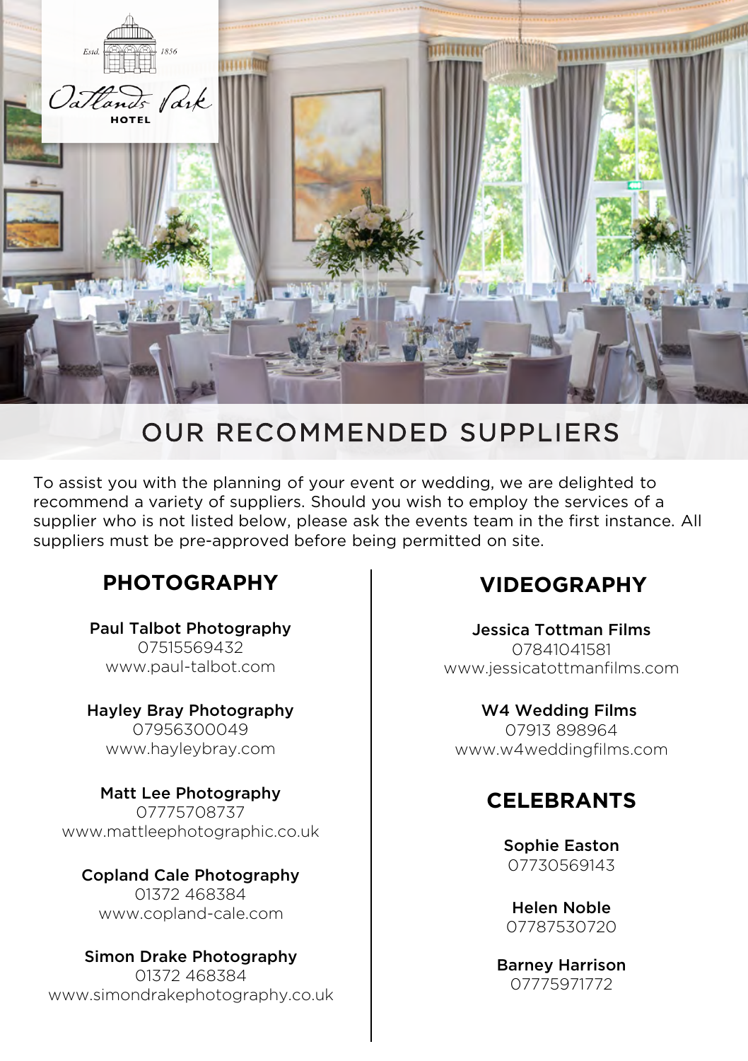Estd. 1856

Oatlands Park

HOTEL

# OUR RECOMMENDED SUPPLIERS

To assist you with the planning of your event or wedding, we are delighted to recommend a variety of suppliers. Should you wish to employ the services of a supplier who is not listed below, please ask the events team in the first instance. All suppliers must be pre-approved before being permitted on site.

## PHOTOGRAPHY

**Paul Talbot Photography**
07515569432
www.paul-talbot.com

**Hayley Bray Photography**
07956300049
www.hayleybray.com

**Matt Lee Photography**
07775708737
www.mattleephotographic.co.uk

**Copland Cale Photography**
01372 468384
www.copland-cale.com

**Simon Drake Photography**
01372 468384
www.simondrakephotography.co.uk

## VIDEOGRAPHY

**Jessica Tottman Films**
07841041581
www.jessicatottmanfilms.com

**W4 Wedding Films**
07913 898964
www.w4weddingfilms.com

## CELEBRANTS

**Sophie Easton**
07730569143

**Helen Noble**
07787530720

**Barney Harrison**
07775971772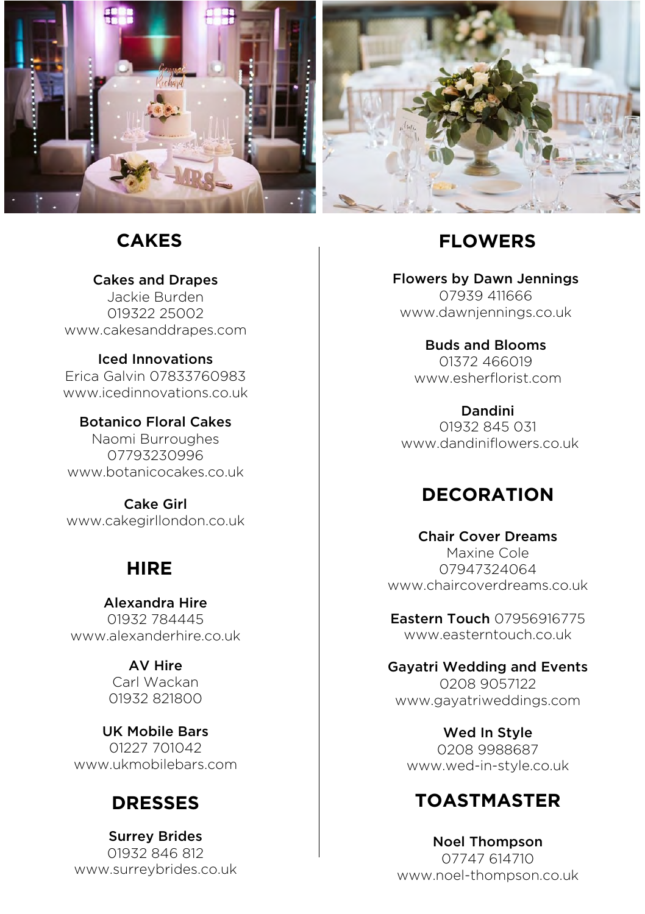## CAKES

**Cakes and Drapes**
Jackie Burden
019322 25002
www.cakesanddrapes.com

**Iced Innovations**
Erica Galvin 07833760983
www.icedinnovations.co.uk

**Botanico Floral Cakes**
Naomi Burroughes
07793230996
www.botanicocakes.co.uk

**Cake Girl**
www.cakegirllondon.co.uk

## HIRE

**Alexandra Hire**
01932 784445
www.alexanderhire.co.uk

**AV Hire**
Carl Wackan
01932 821800

**UK Mobile Bars**
01227 701042
www.ukmobilebars.com

## DRESSES

**Surrey Brides**
01932 846 812
www.surreybrides.co.uk

## FLOWERS

**Flowers by Dawn Jennings**
07939 411666
www.dawnjennings.co.uk

**Buds and Blooms**
01372 466019
www.esherflorist.com

**Dandini**
01932 845 031
www.dandiniflowers.co.uk

## DECORATION

**Chair Cover Dreams**
Maxine Cole
07947324064
www.chaircoverdreams.co.uk

**Eastern Touch** 07956916775
www.easterntouch.co.uk

**Gayatri Wedding and Events**
0208 9057122
www.gayatriweddings.com

**Wed In Style**
0208 9988687
www.wed-in-style.co.uk

## TOASTMASTER

**Noel Thompson**
07747 614710
www.noel-thompson.co.uk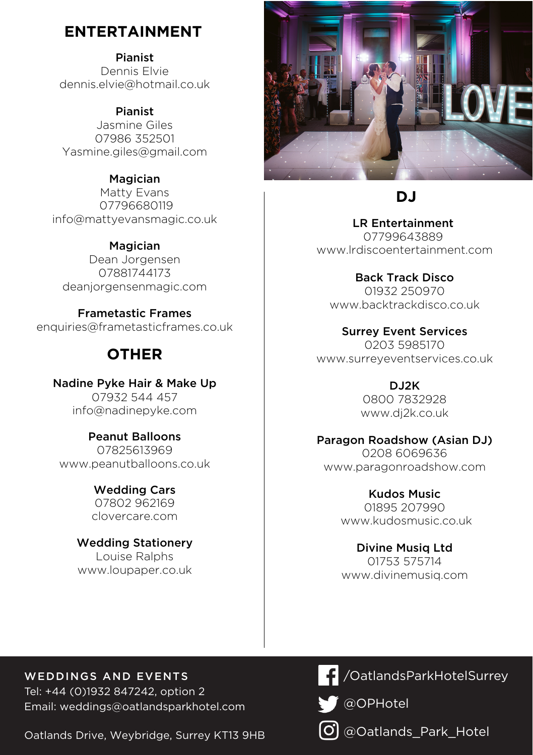## ENTERTAINMENT

**Pianist**
Dennis Elvie
dennis.elvie@hotmail.co.uk

**Pianist**
Jasmine Giles
07986 352501
Yasmine.giles@gmail.com

**Magician**
Matty Evans
07796680119
info@mattyevansmagic.co.uk

**Magician**
Dean Jorgensen
07881744173
deanjorgensenmagic.com

**Frametastic Frames**
enquiries@frametasticframes.co.uk

## OTHER

**Nadine Pyke Hair & Make Up**
07932 544 457
info@nadinepyke.com

**Peanut Balloons**
07825613969
www.peanutballoons.co.uk

**Wedding Cars**
07802 962169
clovercare.com

**Wedding Stationery**
Louise Ralphs
www.loupaper.co.uk

## DJ

**LR Entertainment**
07799643889
www.lrdiscoentertainment.com

**Back Track Disco**
01932 250970
www.backtrackdisco.co.uk

**Surrey Event Services**
0203 5985170
www.surreyeventservices.co.uk

**DJ2K**
0800 7832928
www.dj2k.co.uk

**Paragon Roadshow (Asian DJ)**
0208 6069636
www.paragonroadshow.com

**Kudos Music**
01895 207990
www.kudosmusic.co.uk

**Divine Musiq Ltd**
01753 575714
www.divinemusiq.com

WEDDINGS AND EVENTS
Tel: +44 (0)1932 847242, option 2
Email: weddings@oatlandsparkhotel.com

Oatlands Drive, Weybridge, Surrey KT13 9HB

/OatlandsParkHotelSurrey
@OPHotel
@Oatlands_Park_Hotel